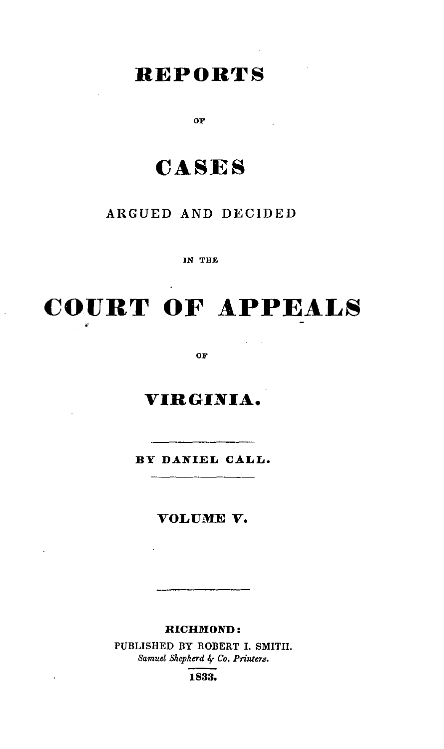# REPORTS

OF

# CASES

ARGUED AND DECIDED

IN THE

# COURT OF APPEALS

OF

# VIRGINIA.

---

**BY DANIEL CALL.**

---

**VOLUME V.**

---

**RICHMOND:**

PUBLISHED BY ROBERT I. SMITH.

*Samuel Shepherd & Co. Printers.*

**1833.**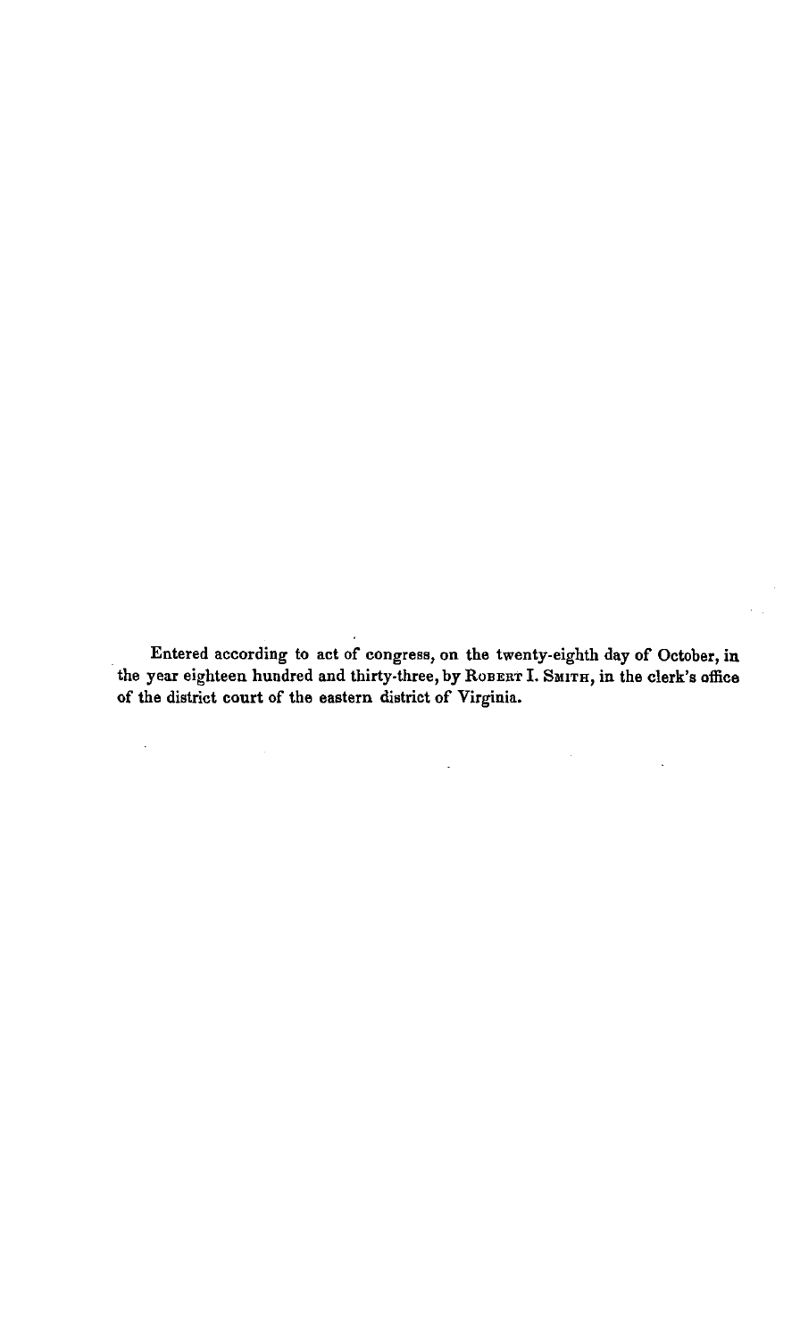Entered according to act of congress, on the twenty-eighth day of October, in the year eighteen hundred and thirty-three, by ROBERT I. SMITH, in the clerk's office of the district court of the eastern district of Virginia.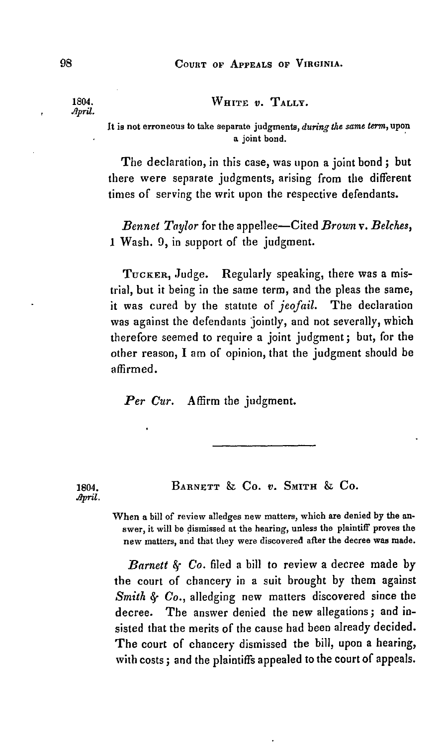1804.
*April.*

## WHITE *v.* TALLY.

It is not erroneous to take separate judgments, *during the same term*, upon a joint bond.

The declaration, in this case, was upon a joint bond; but there were separate judgments, arising from the different times of serving the writ upon the respective defendants.

*Bennet Taylor* for the appellee—Cited *Brown* v. *Belches*, 1 Wash. 9, in support of the judgment.

TUCKER, Judge. Regularly speaking, there was a mistrial, but it being in the same term, and the pleas the same, it was cured by the statute of *jeofail*. The declaration was against the defendants jointly, and not severally, which therefore seemed to require a joint judgment; but, for the other reason, I am of opinion, that the judgment should be affirmed.

*Per Cur.* Affirm the judgment.

---

1804.
*April.*

## BARNETT & CO. *v.* SMITH & CO.

When a bill of review alledges new matters, which are denied by the answer, it will be dismissed at the hearing, unless the plaintiff proves the new matters, and that they were discovered after the decree was made.

*Barnett & Co.* filed a bill to review a decree made by the court of chancery in a suit brought by them against *Smith & Co.*, alledging new matters discovered since the decree. The answer denied the new allegations; and insisted that the merits of the cause had been already decided. The court of chancery dismissed the bill, upon a hearing, with costs; and the plaintiffs appealed to the court of appeals.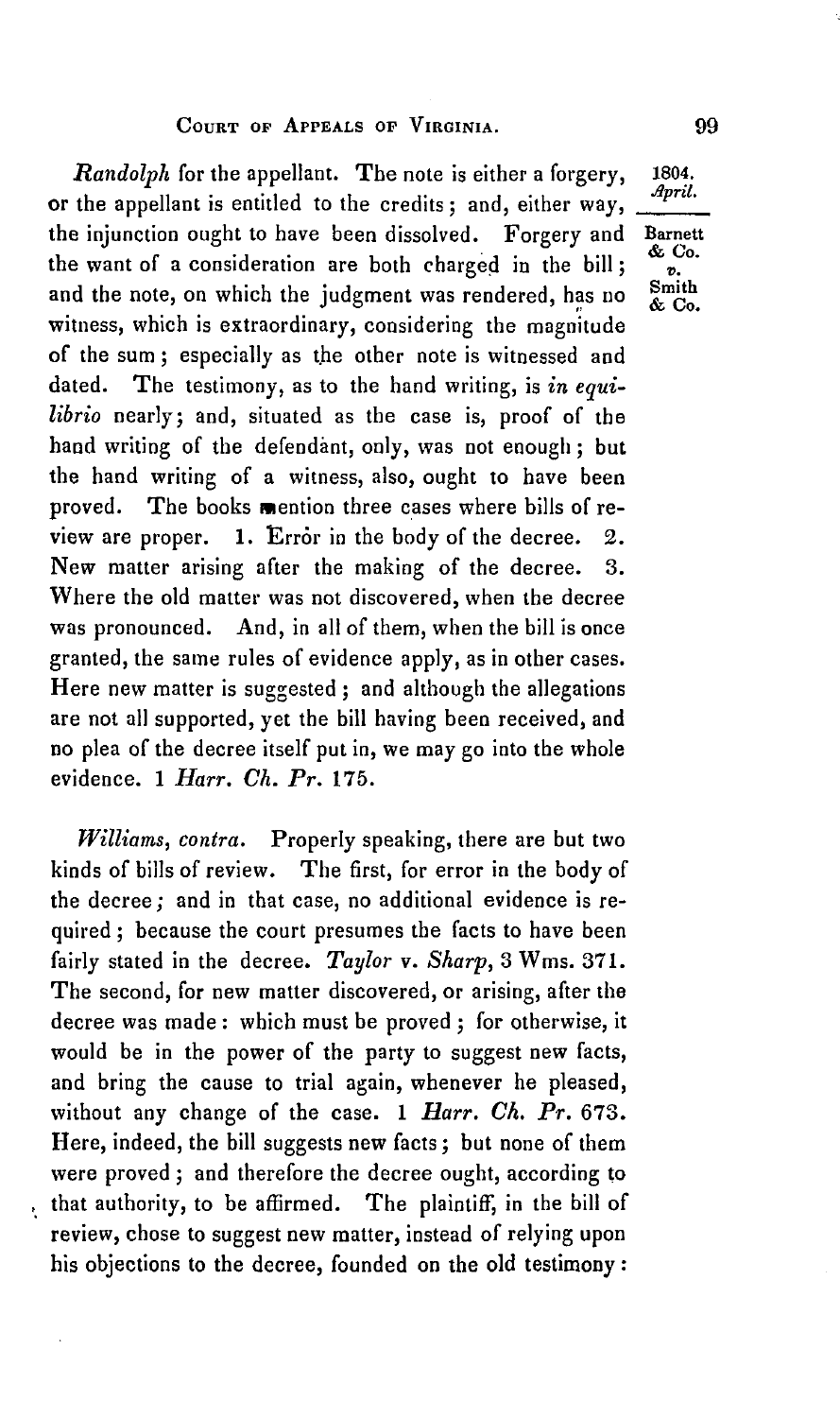*Randolph* for the appellant. The note is either a forgery, or the appellant is entitled to the credits; and, either way, the injunction ought to have been dissolved. Forgery and the want of a consideration are both charged in the bill; and the note, on which the judgment was rendered, has no witness, which is extraordinary, considering the magnitude of the sum; especially as the other note is witnessed and dated. The testimony, as to the hand writing, is *in equilibrio* nearly; and, situated as the case is, proof of the hand writing of the defendant, only, was not enough; but the hand writing of a witness, also, ought to have been proved. The books mention three cases where bills of review are proper. 1. Error in the body of the decree. 2. New matter arising after the making of the decree. 3. Where the old matter was not discovered, when the decree was pronounced. And, in all of them, when the bill is once granted, the same rules of evidence apply, as in other cases. Here new matter is suggested; and although the allegations are not all supported, yet the bill having been received, and no plea of the decree itself put in, we may go into the whole evidence. 1 *Harr. Ch. Pr.* 175.

*Williams, contra.* Properly speaking, there are but two kinds of bills of review. The first, for error in the body of the decree; and in that case, no additional evidence is required; because the court presumes the facts to have been fairly stated in the decree. *Taylor* v. *Sharp*, 3 Wms. 371. The second, for new matter discovered, or arising, after the decree was made: which must be proved; for otherwise, it would be in the power of the party to suggest new facts, and bring the cause to trial again, whenever he pleased, without any change of the case. 1 *Harr. Ch. Pr.* 673. Here, indeed, the bill suggests new facts; but none of them were proved; and therefore the decree ought, according to that authority, to be affirmed. The plaintiff, in the bill of review, chose to suggest new matter, instead of relying upon his objections to the decree, founded on the old testimony: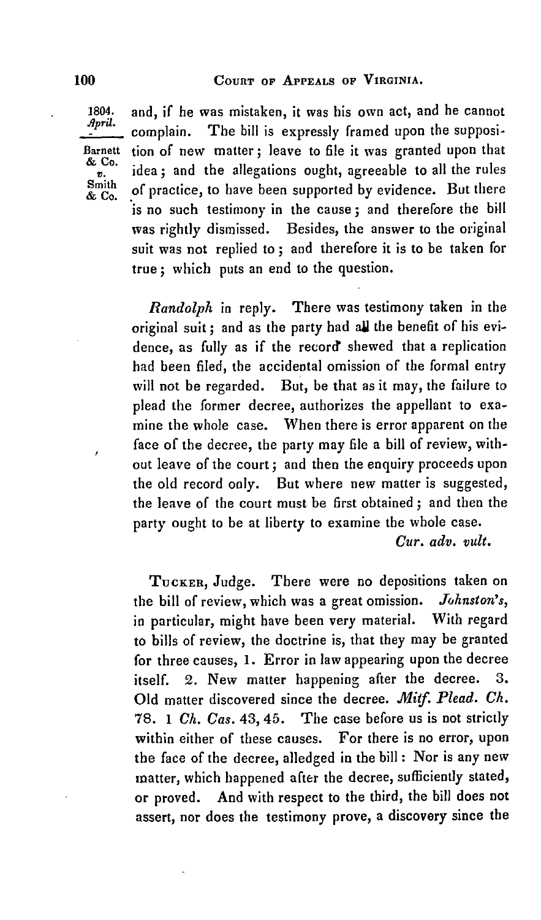and, if he was mistaken, it was his own act, and he cannot complain. The bill is expressly framed upon the supposition of new matter; leave to file it was granted upon that idea; and the allegations ought, agreeable to all the rules of practice, to have been supported by evidence. But there is no such testimony in the cause; and therefore the bill was rightly dismissed. Besides, the answer to the original suit was not replied to; and therefore it is to be taken for true; which puts an end to the question.

*Randolph* in reply. There was testimony taken in the original suit; and as the party had all the benefit of his evidence, as fully as if the record shewed that a replication had been filed, the accidental omission of the formal entry will not be regarded. But, be that as it may, the failure to plead the former decree, authorizes the appellant to examine the whole case. When there is error apparent on the face of the decree, the party may file a bill of review, without leave of the court; and then the enquiry proceeds upon the old record only. But where new matter is suggested, the leave of the court must be first obtained; and then the party ought to be at liberty to examine the whole case.

*Cur. adv. vult.*

TUCKER, Judge. There were no depositions taken on the bill of review, which was a great omission. *Johnston's*, in particular, might have been very material. With regard to bills of review, the doctrine is, that they may be granted for three causes, 1. Error in law appearing upon the decree itself. 2. New matter happening after the decree. 3. Old matter discovered since the decree. *Mitf. Plead. Ch.* 78. 1 *Ch. Cas.* 43, 45. The case before us is not strictly within either of these causes. For there is no error, upon the face of the decree, alledged in the bill: Nor is any new matter, which happened after the decree, sufficiently stated, or proved. And with respect to the third, the bill does not assert, nor does the testimony prove, a discovery since the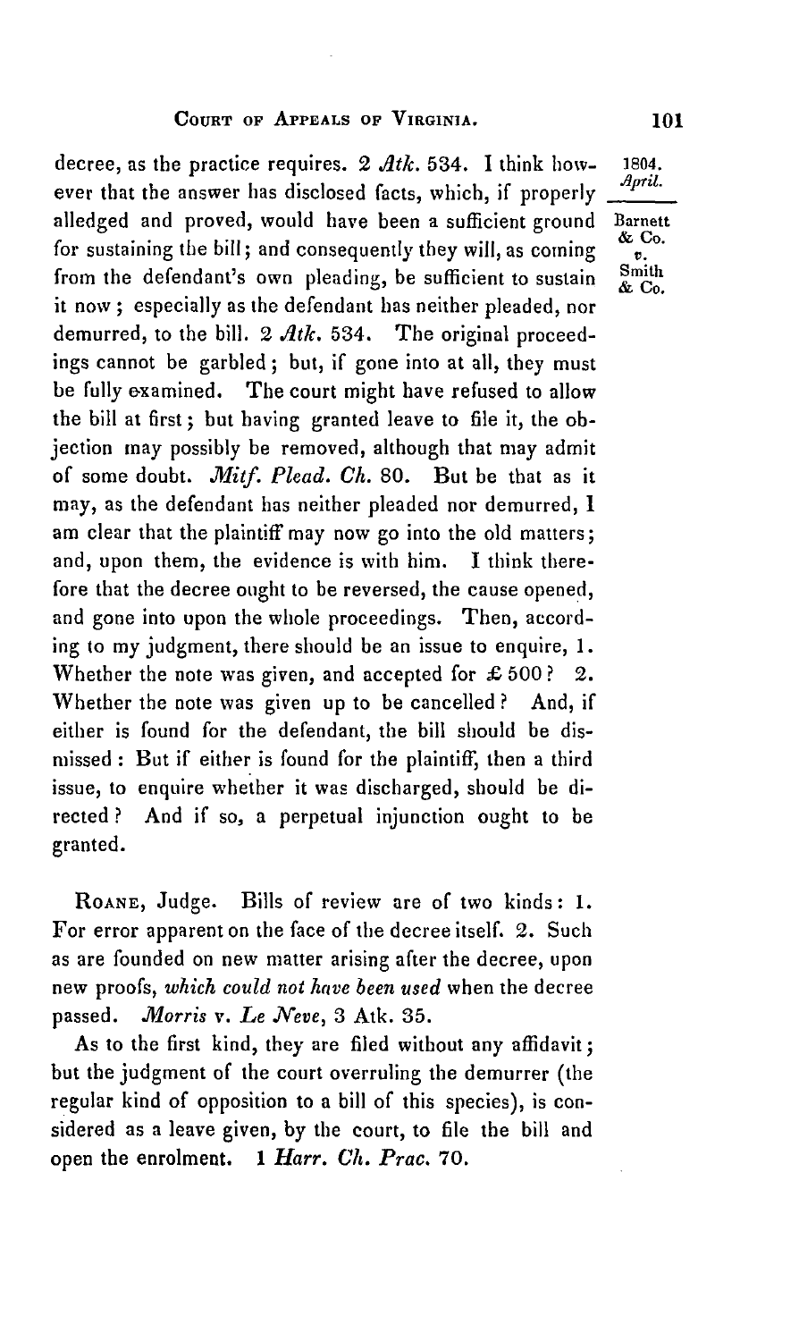decree, as the practice requires. 2 *Atk.* 534. I think however that the answer has disclosed facts, which, if properly alledged and proved, would have been a sufficient ground for sustaining the bill; and consequently they will, as coming from the defendant's own pleading, be sufficient to sustain it now; especially as the defendant has neither pleaded, nor demurred, to the bill. 2 *Atk.* 534. The original proceedings cannot be garbled; but, if gone into at all, they must be fully examined. The court might have refused to allow the bill at first; but having granted leave to file it, the objection may possibly be removed, although that may admit of some doubt. *Mitf. Plead. Ch.* 80. But be that as it may, as the defendant has neither pleaded nor demurred, I am clear that the plaintiff may now go into the old matters; and, upon them, the evidence is with him. I think therefore that the decree ought to be reversed, the cause opened, and gone into upon the whole proceedings. Then, according to my judgment, there should be an issue to enquire, 1. Whether the note was given, and accepted for £500? 2. Whether the note was given up to be cancelled? And, if either is found for the defendant, the bill should be dismissed: But if either is found for the plaintiff, then a third issue, to enquire whether it was discharged, should be directed? And if so, a perpetual injunction ought to be granted.

ROANE, Judge. Bills of review are of two kinds: 1. For error apparent on the face of the decree itself. 2. Such as are founded on new matter arising after the decree, upon new proofs, *which could not have been used* when the decree passed. *Morris* v. *Le Neve*, 3 Atk. 35.

As to the first kind, they are filed without any affidavit; but the judgment of the court overruling the demurrer (the regular kind of opposition to a bill of this species), is considered as a leave given, by the court, to file the bill and open the enrolment. 1 *Harr. Ch. Prac.* 70.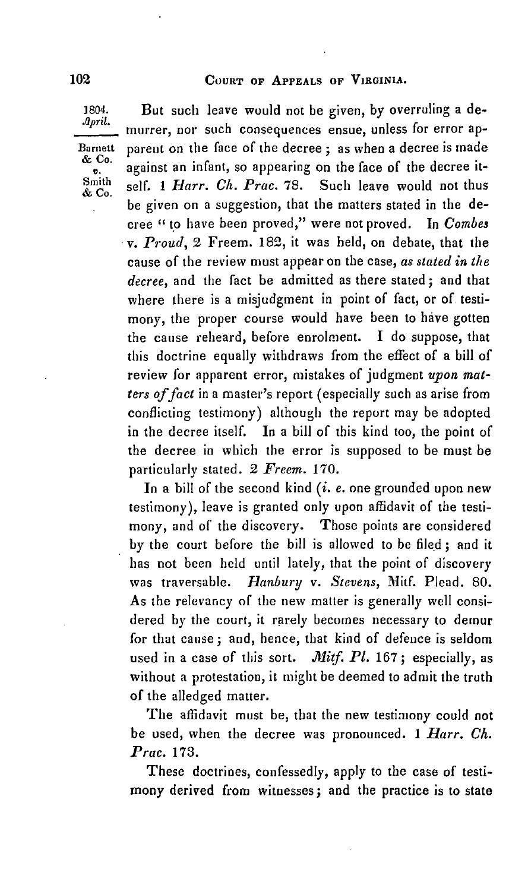But such leave would not be given, by overruling a demurrer, nor such consequences ensue, unless for error apparent on the face of the decree; as when a decree is made against an infant, so appearing on the face of the decree itself. 1 *Harr. Ch. Prac.* 78. Such leave would not thus be given on a suggestion, that the matters stated in the decree "to have been proved," were not proved. In *Combes* v. *Proud*, 2 Freem. 182, it was held, on debate, that the cause of the review must appear on the case, *as stated in the decree*, and the fact be admitted as there stated; and that where there is a misjudgment in point of fact, or of testimony, the proper course would have been to have gotten the cause reheard, before enrolment. I do suppose, that this doctrine equally withdraws from the effect of a bill of review for apparent error, mistakes of judgment *upon matters of fact* in a master's report (especially such as arise from conflicting testimony) although the report may be adopted in the decree itself. In a bill of this kind too, the point of the decree in which the error is supposed to be must be particularly stated. 2 *Freem.* 170.

In a bill of the second kind (*i. e.* one grounded upon new testimony), leave is granted only upon affidavit of the testimony, and of the discovery. Those points are considered by the court before the bill is allowed to be filed; and it has not been held until lately, that the point of discovery was traversable. *Hanbury* v. *Stevens*, Mitf. Plead. 80. As the relevancy of the new matter is generally well considered by the court, it rarely becomes necessary to demur for that cause; and, hence, that kind of defence is seldom used in a case of this sort. *Mitf. Pl.* 167; especially, as without a protestation, it might be deemed to admit the truth of the alledged matter.

The affidavit must be, that the new testimony could not be used, when the decree was pronounced. 1 *Harr. Ch. Prac.* 173.

These doctrines, confessedly, apply to the case of testimony derived from witnesses; and the practice is to state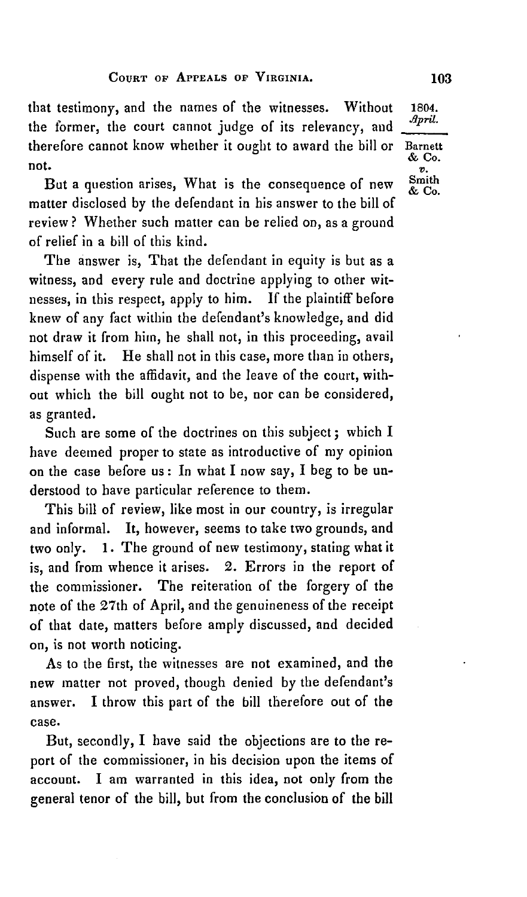that testimony, and the names of the witnesses. Without the former, the court cannot judge of its relevancy, and therefore cannot know whether it ought to award the bill or not.

But a question arises, What is the consequence of new matter disclosed by the defendant in his answer to the bill of review? Whether such matter can be relied on, as a ground of relief in a bill of this kind.

The answer is, That the defendant in equity is but as a witness, and every rule and doctrine applying to other witnesses, in this respect, apply to him. If the plaintiff before knew of any fact within the defendant's knowledge, and did not draw it from him, he shall not, in this proceeding, avail himself of it. He shall not in this case, more than in others, dispense with the affidavit, and the leave of the court, without which the bill ought not to be, nor can be considered, as granted.

Such are some of the doctrines on this subject; which I have deemed proper to state as introductive of my opinion on the case before us: In what I now say, I beg to be understood to have particular reference to them.

This bill of review, like most in our country, is irregular and informal. It, however, seems to take two grounds, and two only. 1. The ground of new testimony, stating what it is, and from whence it arises. 2. Errors in the report of the commissioner. The reiteration of the forgery of the note of the 27th of April, and the genuineness of the receipt of that date, matters before amply discussed, and decided on, is not worth noticing.

As to the first, the witnesses are not examined, and the new matter not proved, though denied by the defendant's answer. I throw this part of the bill therefore out of the case.

But, secondly, I have said the objections are to the report of the commissioner, in his decision upon the items of account. I am warranted in this idea, not only from the general tenor of the bill, but from the conclusion of the bill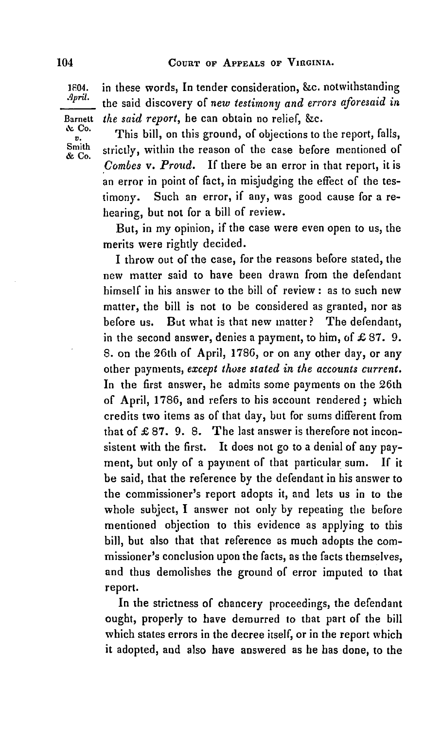in these words, In tender consideration, &c. notwithstanding the said discovery of *new testimony and errors aforesaid in the said report*, he can obtain no relief, &c.

This bill, on this ground, of objections to the report, falls, strictly, within the reason of the case before mentioned of *Combes* v. *Proud*. If there be an error in that report, it is an error in point of fact, in misjudging the effect of the testimony. Such an error, if any, was good cause for a rehearing, but not for a bill of review.

But, in my opinion, if the case were even open to us, the merits were rightly decided.

I throw out of the case, for the reasons before stated, the new matter said to have been drawn from the defendant himself in his answer to the bill of review: as to such new matter, the bill is not to be considered as granted, nor as before us. But what is that new matter? The defendant, in the second answer, denies a payment, to him, of £ 87. 9. 8. on the 26th of April, 1786, or on any other day, or any other payments, *except those stated in the accounts current.* In the first answer, he admits some payments on the 26th of April, 1786, and refers to his account rendered; which credits two items as of that day, but for sums different from that of £ 87. 9. 8. The last answer is therefore not inconsistent with the first. It does not go to a denial of any payment, but only of a payment of that particular sum. If it be said, that the reference by the defendant in his answer to the commissioner's report adopts it, and lets us in to the whole subject, I answer not only by repeating the before mentioned objection to this evidence as applying to this bill, but also that that reference as much adopts the commissioner's conclusion upon the facts, as the facts themselves, and thus demolishes the ground of error imputed to that report.

In the strictness of chancery proceedings, the defendant ought, properly to have demurred to that part of the bill which states errors in the decree itself, or in the report which it adopted, and also have answered as he has done, to the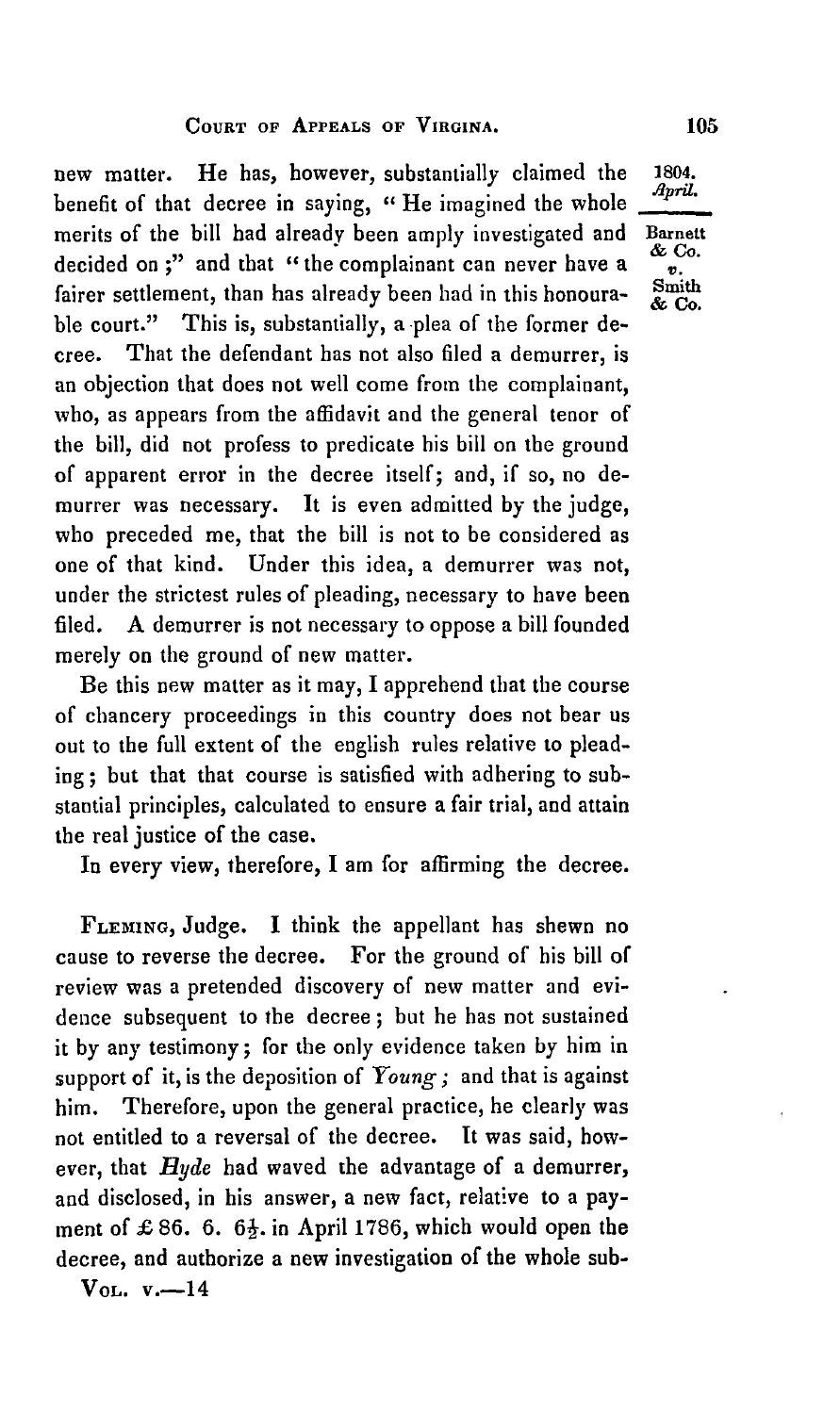new matter. He has, however, substantially claimed the benefit of that decree in saying, "He imagined the whole merits of the bill had already been amply investigated and decided on;" and that "the complainant can never have a fairer settlement, than has already been had in this honourable court." This is, substantially, a plea of the former decree. That the defendant has not also filed a demurrer, is an objection that does not well come from the complainant, who, as appears from the affidavit and the general tenor of the bill, did not profess to predicate his bill on the ground of apparent error in the decree itself; and, if so, no demurrer was necessary. It is even admitted by the judge, who preceded me, that the bill is not to be considered as one of that kind. Under this idea, a demurrer was not, under the strictest rules of pleading, necessary to have been filed. A demurrer is not necessary to oppose a bill founded merely on the ground of new matter.

Be this new matter as it may, I apprehend that the course of chancery proceedings in this country does not bear us out to the full extent of the english rules relative to pleading; but that that course is satisfied with adhering to substantial principles, calculated to ensure a fair trial, and attain the real justice of the case.

In every view, therefore, I am for affirming the decree.

FLEMING, Judge. I think the appellant has shewn no cause to reverse the decree. For the ground of his bill of review was a pretended discovery of new matter and evidence subsequent to the decree; but he has not sustained it by any testimony; for the only evidence taken by him in support of it, is the deposition of *Young*; and that is against him. Therefore, upon the general practice, he clearly was not entitled to a reversal of the decree. It was said, however, that *Hyde* had waved the advantage of a demurrer, and disclosed, in his answer, a new fact, relative to a payment of £86. 6. 6½. in April 1786, which would open the decree, and authorize a new investigation of the whole sub-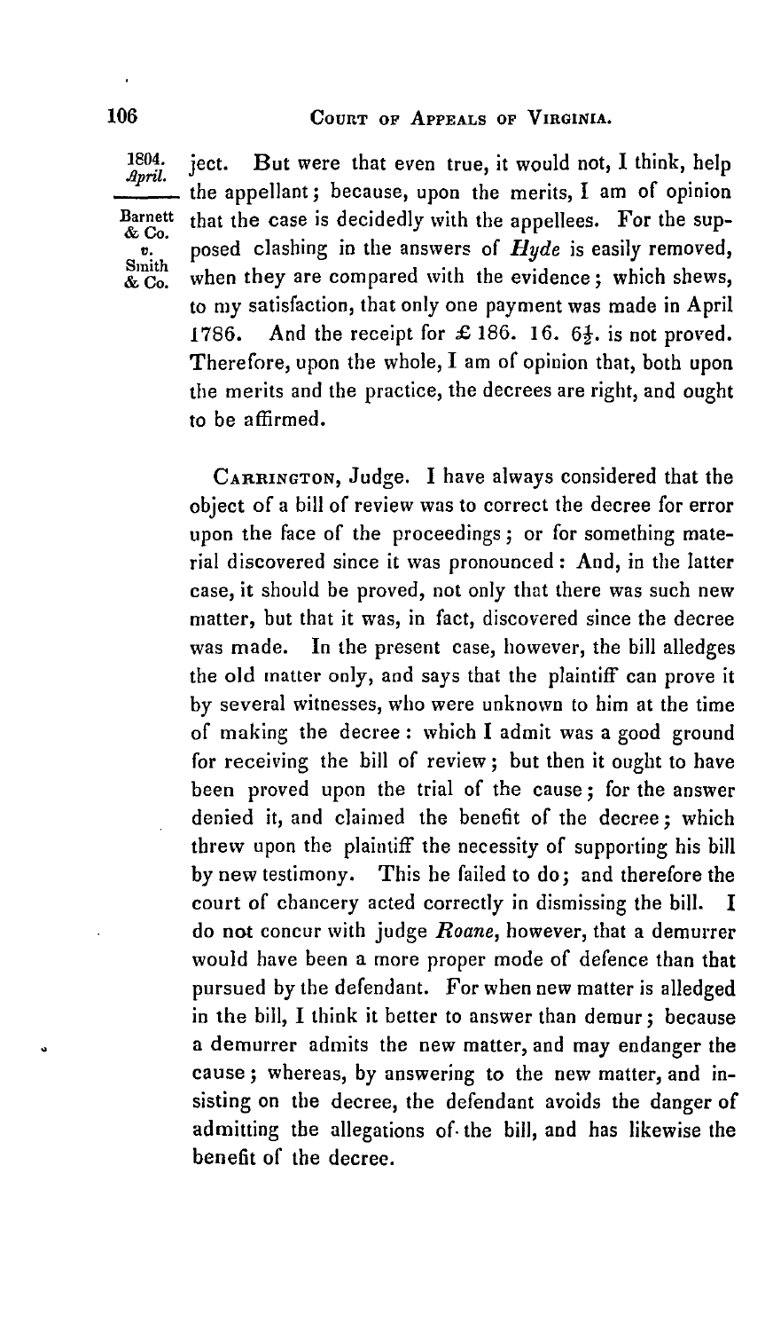ject. But were that even true, it would not, I think, help the appellant; because, upon the merits, I am of opinion that the case is decidedly with the appellees. For the supposed clashing in the answers of *Hyde* is easily removed, when they are compared with the evidence; which shews, to my satisfaction, that only one payment was made in April 1786. And the receipt for £ 186. 16. 6½. is not proved. Therefore, upon the whole, I am of opinion that, both upon the merits and the practice, the decrees are right, and ought to be affirmed.

Carrington, Judge. I have always considered that the object of a bill of review was to correct the decree for error upon the face of the proceedings; or for something material discovered since it was pronounced: And, in the latter case, it should be proved, not only that there was such new matter, but that it was, in fact, discovered since the decree was made. In the present case, however, the bill alledges the old matter only, and says that the plaintiff can prove it by several witnesses, who were unknown to him at the time of making the decree: which I admit was a good ground for receiving the bill of review; but then it ought to have been proved upon the trial of the cause; for the answer denied it, and claimed the benefit of the decree; which threw upon the plaintiff the necessity of supporting his bill by new testimony. This he failed to do; and therefore the court of chancery acted correctly in dismissing the bill. I do not concur with judge *Roane*, however, that a demurrer would have been a more proper mode of defence than that pursued by the defendant. For when new matter is alledged in the bill, I think it better to answer than demur; because a demurrer admits the new matter, and may endanger the cause; whereas, by answering to the new matter, and insisting on the decree, the defendant avoids the danger of admitting the allegations of the bill, and has likewise the benefit of the decree.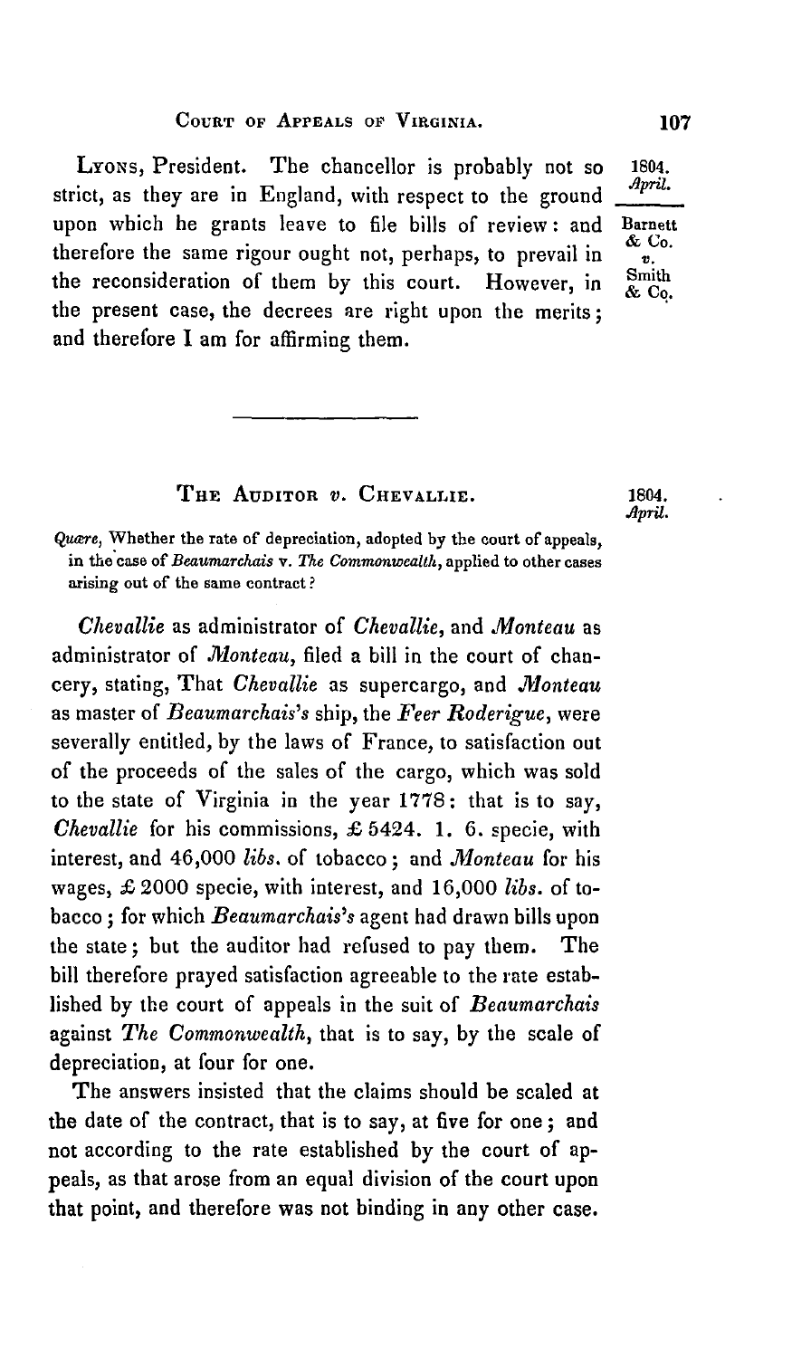LYONS, President. The chancellor is probably not so strict, as they are in England, with respect to the ground upon which he grants leave to file bills of review: and therefore the same rigour ought not, perhaps, to prevail in the reconsideration of them by this court. However, in the present case, the decrees are right upon the merits; and therefore I am for affirming them.

---

## THE AUDITOR *v.* CHEVALLIE.

1804. *April.*

*Quære,* Whether the rate of depreciation, adopted by the court of appeals, in the case of *Beaumarchais* v. *The Commonwealth*, applied to other cases arising out of the same contract?

*Chevallie* as administrator of *Chevallie*, and *Monteau* as administrator of *Monteau*, filed a bill in the court of chancery, stating, That *Chevallie* as supercargo, and *Monteau* as master of *Beaumarchais's* ship, the *Feer Roderigue*, were severally entitled, by the laws of France, to satisfaction out of the proceeds of the sales of the cargo, which was sold to the state of Virginia in the year 1778: that is to say, *Chevallie* for his commissions, £ 5424. 1. 6. specie, with interest, and 46,000 *libs.* of tobacco; and *Monteau* for his wages, £ 2000 specie, with interest, and 16,000 *libs.* of tobacco; for which *Beaumarchais's* agent had drawn bills upon the state; but the auditor had refused to pay them. The bill therefore prayed satisfaction agreeable to the rate established by the court of appeals in the suit of *Beaumarchais* against *The Commonwealth*, that is to say, by the scale of depreciation, at four for one.

The answers insisted that the claims should be scaled at the date of the contract, that is to say, at five for one; and not according to the rate established by the court of appeals, as that arose from an equal division of the court upon that point, and therefore was not binding in any other case.